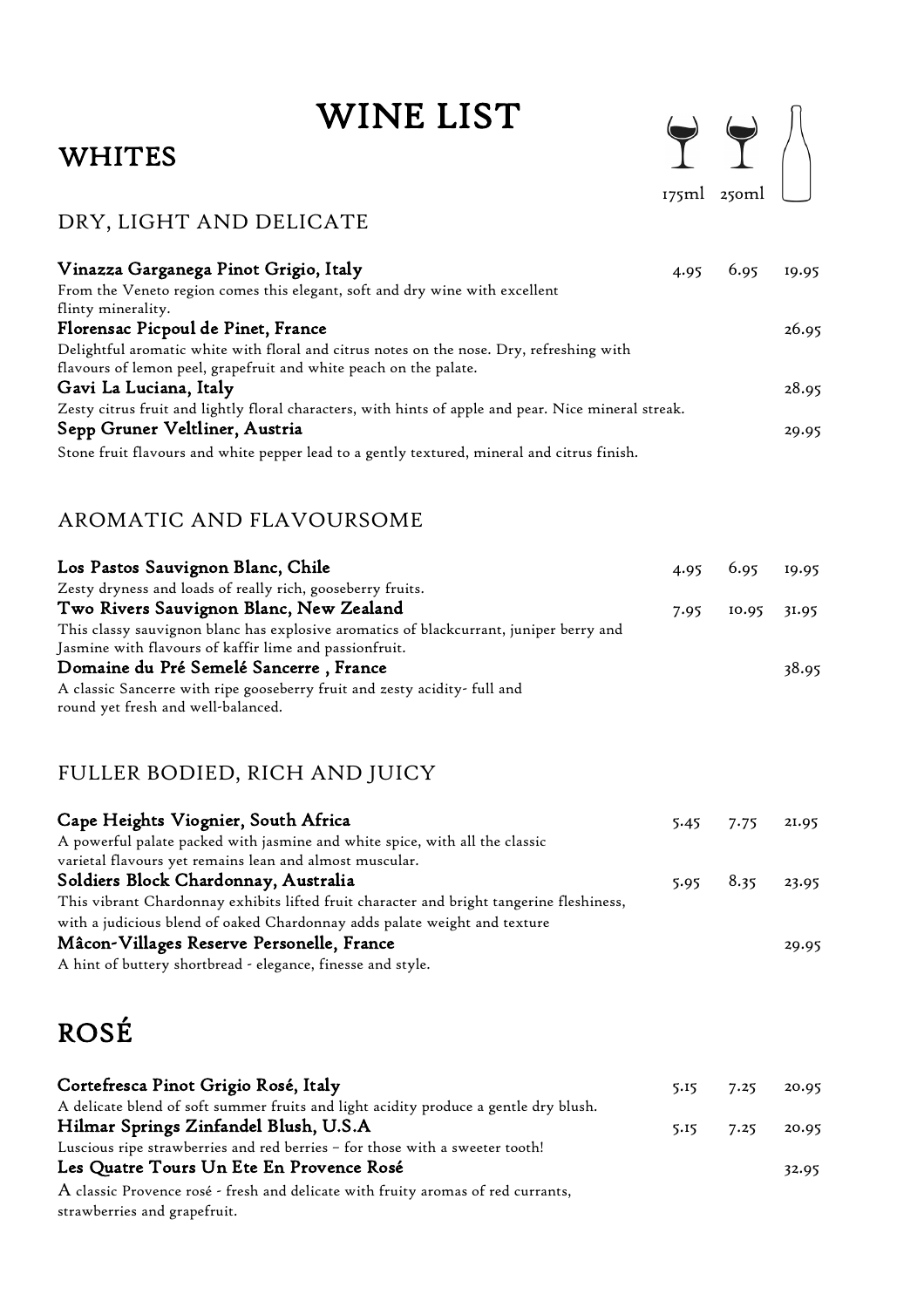# WINE LIST

## WHITES

### DRY, LIGHT AND DELICATE

| Wine | 175ml | 250ml | Bottle |
|---|---|---|---|
| **Vinazza Garganega Pinot Grigio, Italy**<br>From the Veneto region comes this elegant, soft and dry wine with excellent flinty minerality. | 4.95 | 6.95 | 19.95 |
| **Florensac Picpoul de Pinet, France**<br>Delightful aromatic white with floral and citrus notes on the nose. Dry, refreshing with flavours of lemon peel, grapefruit and white peach on the palate. | | | 26.95 |
| **Gavi La Luciana, Italy**<br>Zesty citrus fruit and lightly floral characters, with hints of apple and pear. Nice mineral streak. | | | 28.95 |
| **Sepp Gruner Veltliner, Austria**<br>Stone fruit flavours and white pepper lead to a gently textured, mineral and citrus finish. | | | 29.95 |

### AROMATIC AND FLAVOURSOME

| Wine | 175ml | 250ml | Bottle |
|---|---|---|---|
| **Los Pastos Sauvignon Blanc, Chile**<br>Zesty dryness and loads of really rich, gooseberry fruits. | 4.95 | 6.95 | 19.95 |
| **Two Rivers Sauvignon Blanc, New Zealand**<br>This classy sauvignon blanc has explosive aromatics of blackcurrant, juniper berry and Jasmine with flavours of kaffir lime and passionfruit. | 7.95 | 10.95 | 31.95 |
| **Domaine du Pré Semelé Sancerre , France**<br>A classic Sancerre with ripe gooseberry fruit and zesty acidity- full and round yet fresh and well-balanced. | | | 38.95 |

### FULLER BODIED, RICH AND JUICY

| Wine | 175ml | 250ml | Bottle |
|---|---|---|---|
| **Cape Heights Viognier, South Africa**<br>A powerful palate packed with jasmine and white spice, with all the classic varietal flavours yet remains lean and almost muscular. | 5.45 | 7.75 | 21.95 |
| **Soldiers Block Chardonnay, Australia**<br>This vibrant Chardonnay exhibits lifted fruit character and bright tangerine fleshiness, with a judicious blend of oaked Chardonnay adds palate weight and texture | 5.95 | 8.35 | 23.95 |
| **Mâcon-Villages Reserve Personelle, France**<br>A hint of buttery shortbread - elegance, finesse and style. | | | 29.95 |

## ROSÉ

| Wine | 175ml | 250ml | Bottle |
|---|---|---|---|
| **Cortefresca Pinot Grigio Rosé, Italy**<br>A delicate blend of soft summer fruits and light acidity produce a gentle dry blush. | 5.15 | 7.25 | 20.95 |
| **Hilmar Springs Zinfandel Blush, U.S.A**<br>Luscious ripe strawberries and red berries – for those with a sweeter tooth! | 5.15 | 7.25 | 20.95 |
| **Les Quatre Tours Un Ete En Provence Rosé**<br>A classic Provence rosé - fresh and delicate with fruity aromas of red currants, strawberries and grapefruit. | | | 32.95 |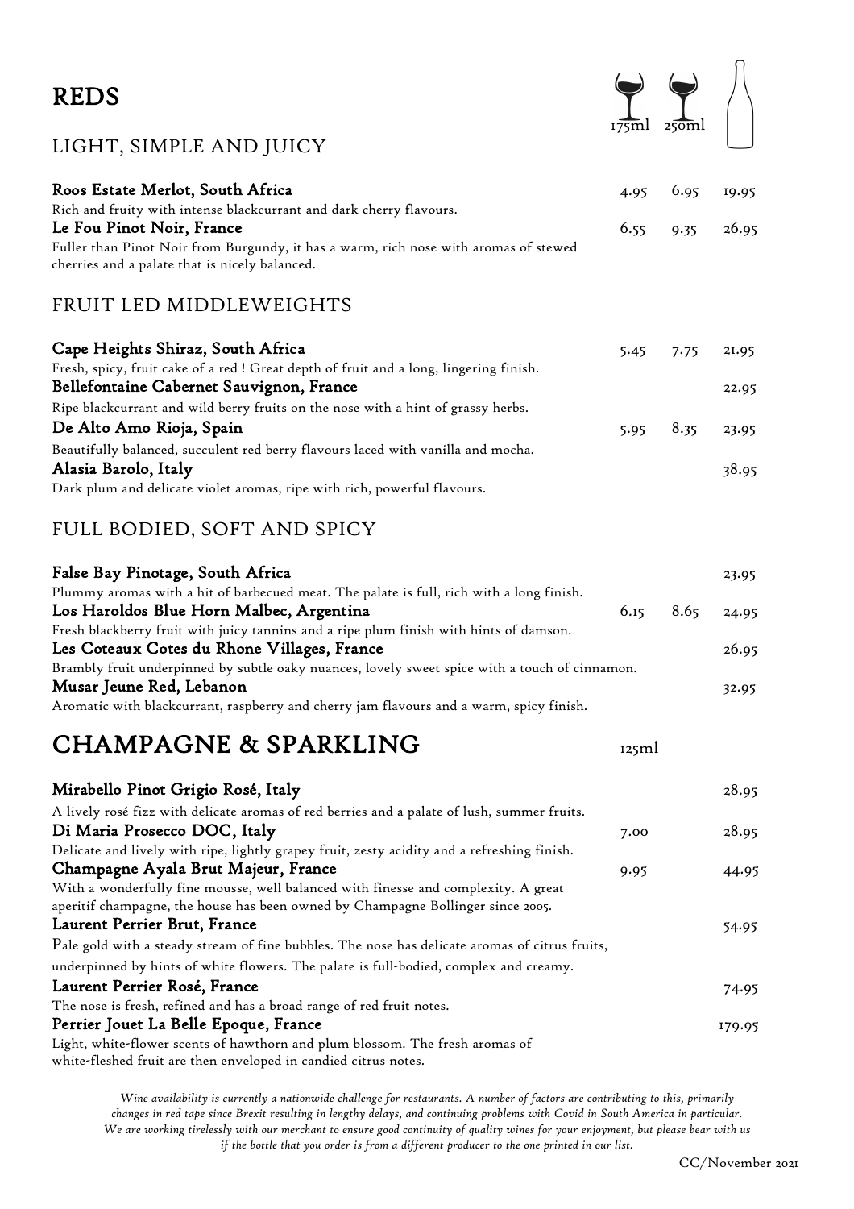# REDS

| | 175ml | 250ml | Bottle |
|---|---|---|---|
| **LIGHT, SIMPLE AND JUICY** | | | |
| **Roos Estate Merlot, South Africa**<br>Rich and fruity with intense blackcurrant and dark cherry flavours. | 4.95 | 6.95 | 19.95 |
| **Le Fou Pinot Noir, France**<br>Fuller than Pinot Noir from Burgundy, it has a warm, rich nose with aromas of stewed cherries and a palate that is nicely balanced. | 6.55 | 9.35 | 26.95 |
| **FRUIT LED MIDDLEWEIGHTS** | | | |
| **Cape Heights Shiraz, South Africa**<br>Fresh, spicy, fruit cake of a red ! Great depth of fruit and a long, lingering finish. | 5.45 | 7.75 | 21.95 |
| **Bellefontaine Cabernet Sauvignon, France**<br>Ripe blackcurrant and wild berry fruits on the nose with a hint of grassy herbs. | | | 22.95 |
| **De Alto Amo Rioja, Spain**<br>Beautifully balanced, succulent red berry flavours laced with vanilla and mocha. | 5.95 | 8.35 | 23.95 |
| **Alasia Barolo, Italy**<br>Dark plum and delicate violet aromas, ripe with rich, powerful flavours. | | | 38.95 |
| **FULL BODIED, SOFT AND SPICY** | | | |
| **False Bay Pinotage, South Africa**<br>Plummy aromas with a hit of barbecued meat. The palate is full, rich with a long finish. | | | 23.95 |
| **Los Haroldos Blue Horn Malbec, Argentina**<br>Fresh blackberry fruit with juicy tannins and a ripe plum finish with hints of damson. | 6.15 | 8.65 | 24.95 |
| **Les Coteaux Cotes du Rhone Villages, France**<br>Brambly fruit underpinned by subtle oaky nuances, lovely sweet spice with a touch of cinnamon. | | | 26.95 |
| **Musar Jeune Red, Lebanon**<br>Aromatic with blackcurrant, raspberry and cherry jam flavours and a warm, spicy finish. | | | 32.95 |

# CHAMPAGNE & SPARKLING

| | 125ml | Bottle |
|---|---|---|
| **Mirabello Pinot Grigio Rosé, Italy**<br>A lively rosé fizz with delicate aromas of red berries and a palate of lush, summer fruits. | | 28.95 |
| **Di Maria Prosecco DOC, Italy**<br>Delicate and lively with ripe, lightly grapey fruit, zesty acidity and a refreshing finish. | 7.00 | 28.95 |
| **Champagne Ayala Brut Majeur, France**<br>With a wonderfully fine mousse, well balanced with finesse and complexity. A great aperitif champagne, the house has been owned by Champagne Bollinger since 2005. | 9.95 | 44.95 |
| **Laurent Perrier Brut, France**<br>Pale gold with a steady stream of fine bubbles. The nose has delicate aromas of citrus fruits, underpinned by hints of white flowers. The palate is full-bodied, complex and creamy. | | 54.95 |
| **Laurent Perrier Rosé, France**<br>The nose is fresh, refined and has a broad range of red fruit notes. | | 74.95 |
| **Perrier Jouet La Belle Epoque, France**<br>Light, white-flower scents of hawthorn and plum blossom. The fresh aromas of white-fleshed fruit are then enveloped in candied citrus notes. | | 179.95 |

*Wine availability is currently a nationwide challenge for restaurants. A number of factors are contributing to this, primarily changes in red tape since Brexit resulting in lengthy delays, and continuing problems with Covid in South America in particular. We are working tirelessly with our merchant to ensure good continuity of quality wines for your enjoyment, but please bear with us if the bottle that you order is from a different producer to the one printed in our list.*

CC/November 2021